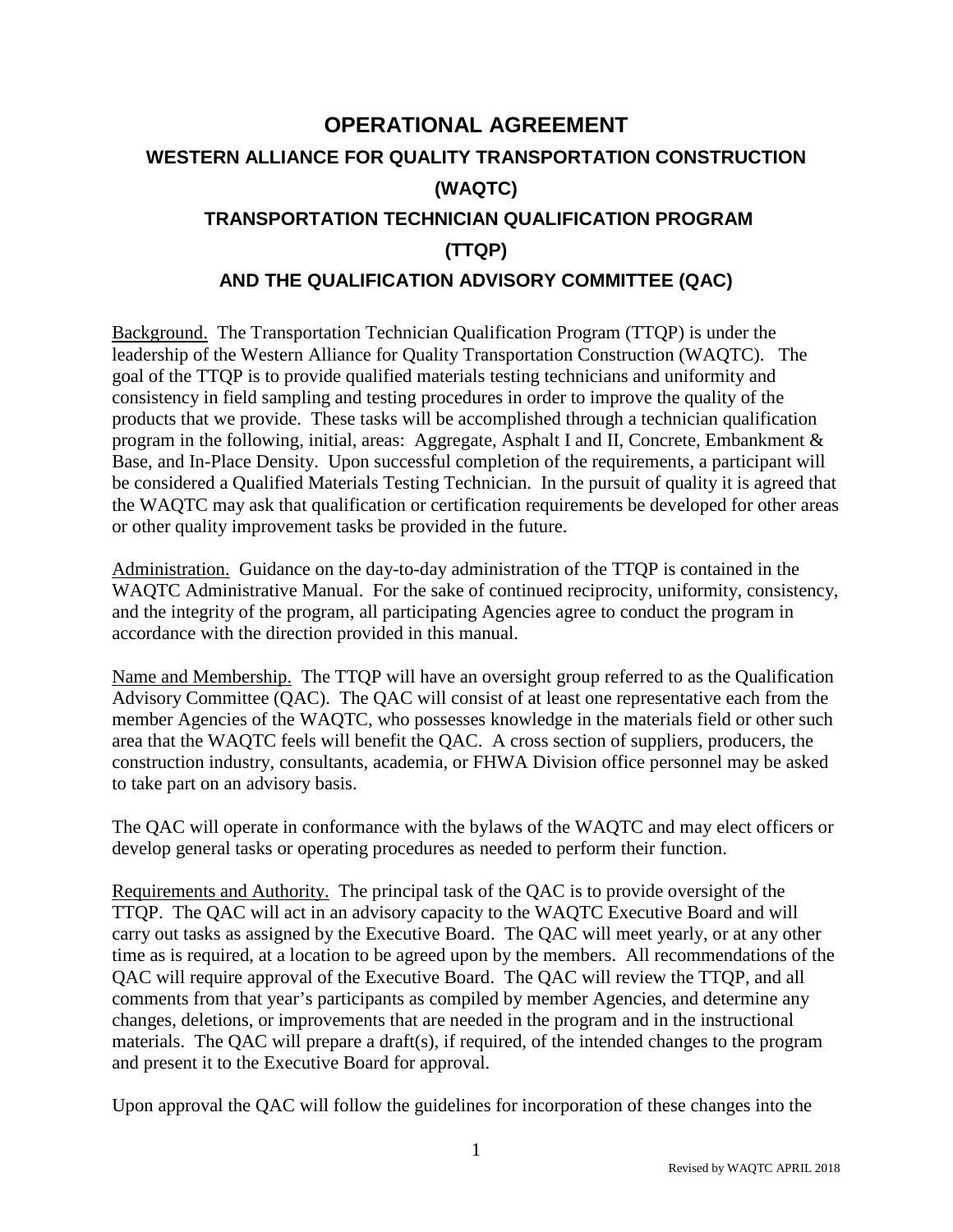# OPERATIONAL AGREEMENT

## WESTERN ALLIANCE FOR QUALITY TRANSPORTATION CONSTRUCTION (WAQTC)

## TRANSPORTATION TECHNICIAN QUALIFICATION PROGRAM (TTQP)

## AND THE QUALIFICATION ADVISORY COMMITTEE (QAC)

Background. The Transportation Technician Qualification Program (TTQP) is under the leadership of the Western Alliance for Quality Transportation Construction (WAQTC). The goal of the TTQP is to provide qualified materials testing technicians and uniformity and consistency in field sampling and testing procedures in order to improve the quality of the products that we provide. These tasks will be accomplished through a technician qualification program in the following, initial, areas: Aggregate, Asphalt I and II, Concrete, Embankment & Base, and In-Place Density. Upon successful completion of the requirements, a participant will be considered a Qualified Materials Testing Technician. In the pursuit of quality it is agreed that the WAQTC may ask that qualification or certification requirements be developed for other areas or other quality improvement tasks be provided in the future.

Administration. Guidance on the day-to-day administration of the TTQP is contained in the WAQTC Administrative Manual. For the sake of continued reciprocity, uniformity, consistency, and the integrity of the program, all participating Agencies agree to conduct the program in accordance with the direction provided in this manual.

Name and Membership. The TTQP will have an oversight group referred to as the Qualification Advisory Committee (QAC). The QAC will consist of at least one representative each from the member Agencies of the WAQTC, who possesses knowledge in the materials field or other such area that the WAQTC feels will benefit the QAC. A cross section of suppliers, producers, the construction industry, consultants, academia, or FHWA Division office personnel may be asked to take part on an advisory basis.

The QAC will operate in conformance with the bylaws of the WAQTC and may elect officers or develop general tasks or operating procedures as needed to perform their function.

Requirements and Authority. The principal task of the QAC is to provide oversight of the TTQP. The QAC will act in an advisory capacity to the WAQTC Executive Board and will carry out tasks as assigned by the Executive Board. The QAC will meet yearly, or at any other time as is required, at a location to be agreed upon by the members. All recommendations of the QAC will require approval of the Executive Board. The QAC will review the TTQP, and all comments from that year's participants as compiled by member Agencies, and determine any changes, deletions, or improvements that are needed in the program and in the instructional materials. The QAC will prepare a draft(s), if required, of the intended changes to the program and present it to the Executive Board for approval.

Upon approval the QAC will follow the guidelines for incorporation of these changes into the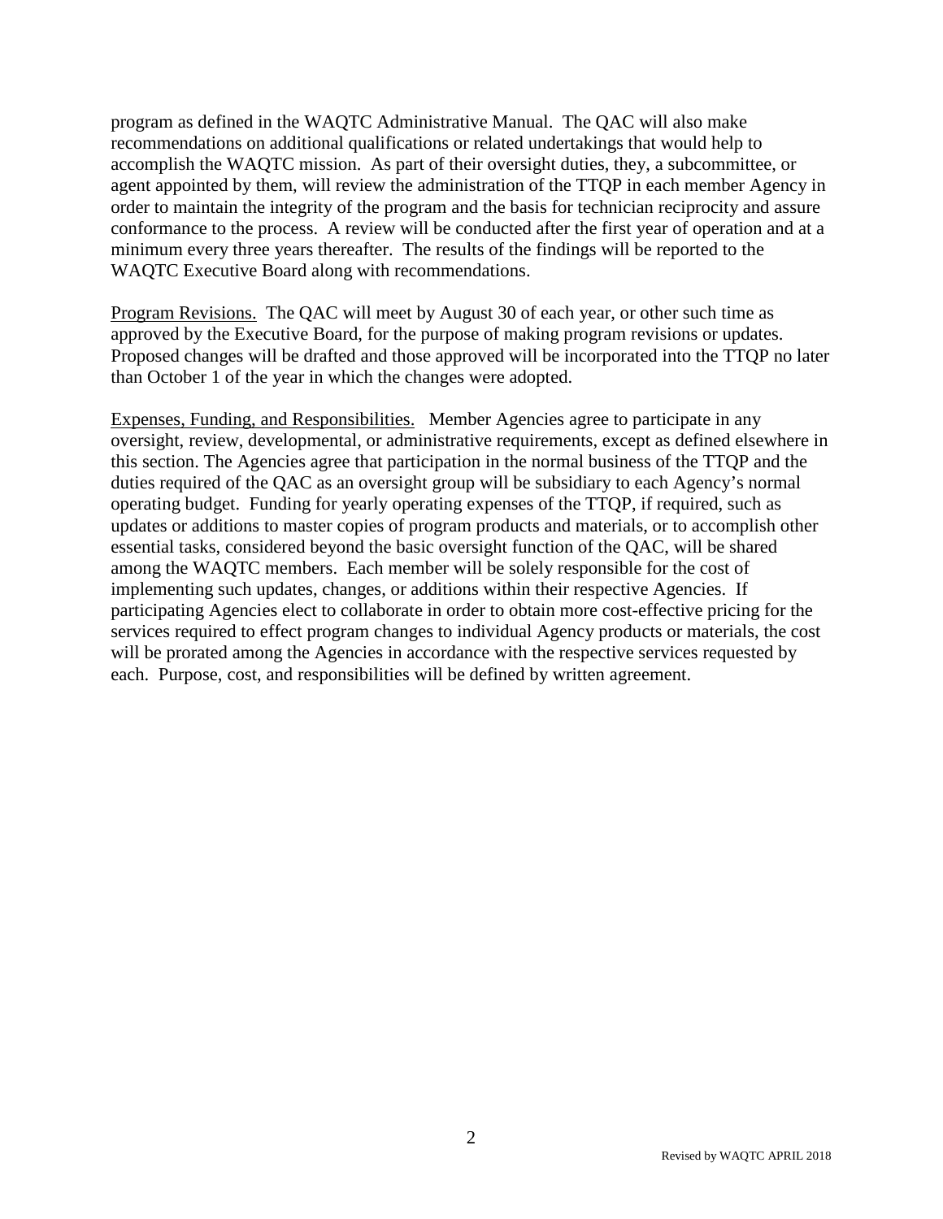program as defined in the WAQTC Administrative Manual. The QAC will also make recommendations on additional qualifications or related undertakings that would help to accomplish the WAQTC mission. As part of their oversight duties, they, a subcommittee, or agent appointed by them, will review the administration of the TTQP in each member Agency in order to maintain the integrity of the program and the basis for technician reciprocity and assure conformance to the process. A review will be conducted after the first year of operation and at a minimum every three years thereafter. The results of the findings will be reported to the WAQTC Executive Board along with recommendations.

<u>Program Revisions.</u> The QAC will meet by August 30 of each year, or other such time as approved by the Executive Board, for the purpose of making program revisions or updates. Proposed changes will be drafted and those approved will be incorporated into the TTQP no later than October 1 of the year in which the changes were adopted.

<u>Expenses, Funding, and Responsibilities.</u> Member Agencies agree to participate in any oversight, review, developmental, or administrative requirements, except as defined elsewhere in this section. The Agencies agree that participation in the normal business of the TTQP and the duties required of the QAC as an oversight group will be subsidiary to each Agency's normal operating budget. Funding for yearly operating expenses of the TTQP, if required, such as updates or additions to master copies of program products and materials, or to accomplish other essential tasks, considered beyond the basic oversight function of the QAC, will be shared among the WAQTC members. Each member will be solely responsible for the cost of implementing such updates, changes, or additions within their respective Agencies. If participating Agencies elect to collaborate in order to obtain more cost-effective pricing for the services required to effect program changes to individual Agency products or materials, the cost will be prorated among the Agencies in accordance with the respective services requested by each. Purpose, cost, and responsibilities will be defined by written agreement.